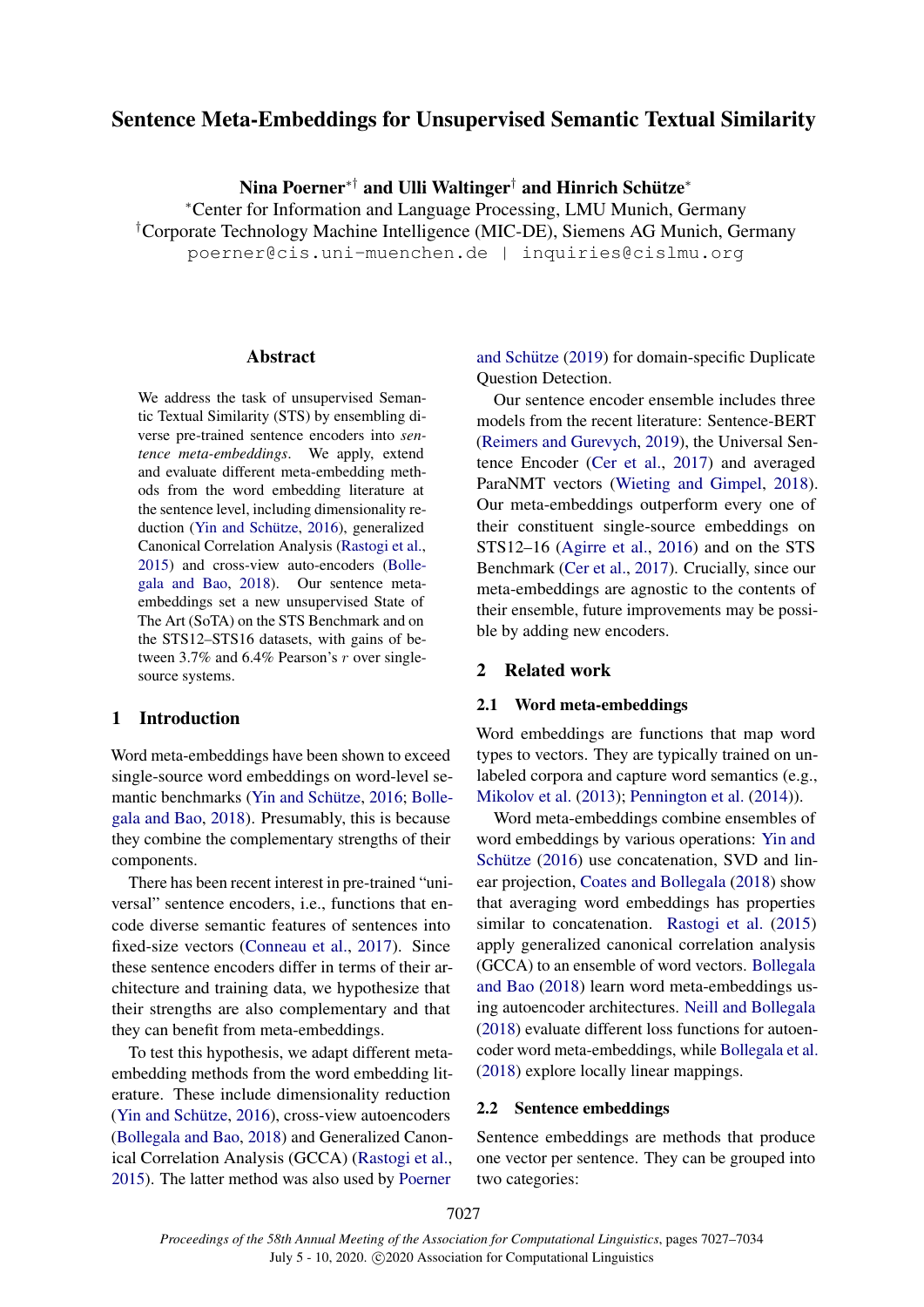# Sentence Meta-Embeddings for Unsupervised Semantic Textual Similarity

**Nina Poerner*† and Ulli Waltinger† and Hinrich Schütze***

*Center for Information and Language Processing, LMU Munich, Germany
†Corporate Technology Machine Intelligence (MIC-DE), Siemens AG Munich, Germany
poerner@cis.uni-muenchen.de | inquiries@cislmu.org

## Abstract

We address the task of unsupervised Semantic Textual Similarity (STS) by ensembling diverse pre-trained sentence encoders into *sentence meta-embeddings*. We apply, extend and evaluate different meta-embedding methods from the word embedding literature at the sentence level, including dimensionality reduction (Yin and Schütze, 2016), generalized Canonical Correlation Analysis (Rastogi et al., 2015) and cross-view auto-encoders (Bollegala and Bao, 2018). Our sentence meta-embeddings set a new unsupervised State of The Art (SoTA) on the STS Benchmark and on the STS12–STS16 datasets, with gains of between 3.7% and 6.4% Pearson's $r$ over single-source systems.

## 1 Introduction

Word meta-embeddings have been shown to exceed single-source word embeddings on word-level semantic benchmarks (Yin and Schütze, 2016; Bollegala and Bao, 2018). Presumably, this is because they combine the complementary strengths of their components.

There has been recent interest in pre-trained "universal" sentence encoders, i.e., functions that encode diverse semantic features of sentences into fixed-size vectors (Conneau et al., 2017). Since these sentence encoders differ in terms of their architecture and training data, we hypothesize that their strengths are also complementary and that they can benefit from meta-embeddings.

To test this hypothesis, we adapt different meta-embedding methods from the word embedding literature. These include dimensionality reduction (Yin and Schütze, 2016), cross-view autoencoders (Bollegala and Bao, 2018) and Generalized Canonical Correlation Analysis (GCCA) (Rastogi et al., 2015). The latter method was also used by Poerner and Schütze (2019) for domain-specific Duplicate Question Detection.

Our sentence encoder ensemble includes three models from the recent literature: Sentence-BERT (Reimers and Gurevych, 2019), the Universal Sentence Encoder (Cer et al., 2017) and averaged ParaNMT vectors (Wieting and Gimpel, 2018). Our meta-embeddings outperform every one of their constituent single-source embeddings on STS12–16 (Agirre et al., 2016) and on the STS Benchmark (Cer et al., 2017). Crucially, since our meta-embeddings are agnostic to the contents of their ensemble, future improvements may be possible by adding new encoders.

## 2 Related work

### 2.1 Word meta-embeddings

Word embeddings are functions that map word types to vectors. They are typically trained on unlabeled corpora and capture word semantics (e.g., Mikolov et al. (2013); Pennington et al. (2014)).

Word meta-embeddings combine ensembles of word embeddings by various operations: Yin and Schütze (2016) use concatenation, SVD and linear projection, Coates and Bollegala (2018) show that averaging word embeddings has properties similar to concatenation. Rastogi et al. (2015) apply generalized canonical correlation analysis (GCCA) to an ensemble of word vectors. Bollegala and Bao (2018) learn word meta-embeddings using autoencoder architectures. Neill and Bollegala (2018) evaluate different loss functions for autoencoder word meta-embeddings, while Bollegala et al. (2018) explore locally linear mappings.

### 2.2 Sentence embeddings

Sentence embeddings are methods that produce one vector per sentence. They can be grouped into two categories: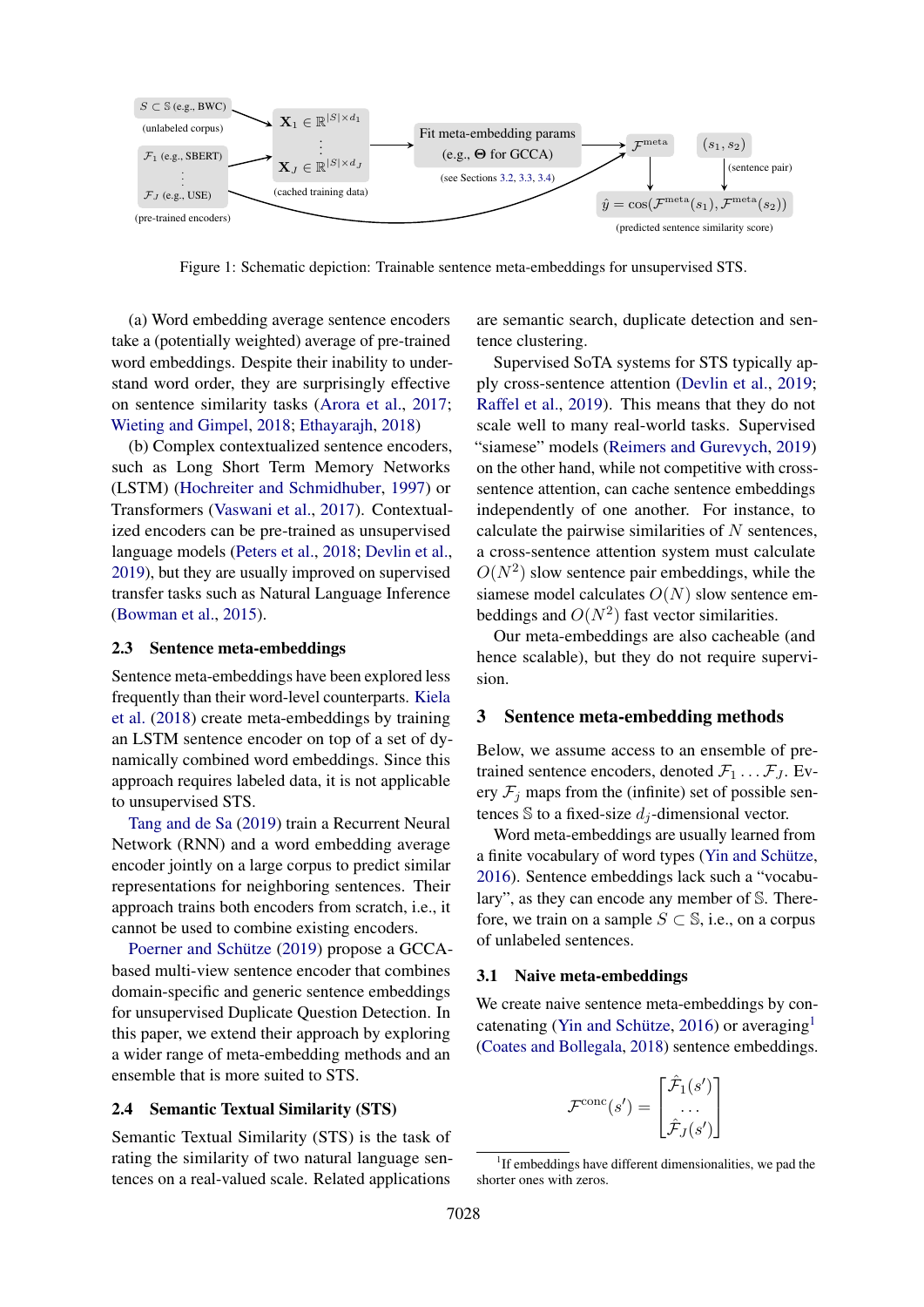Figure 1: Schematic depiction: Trainable sentence meta-embeddings for unsupervised STS.

(a) Word embedding average sentence encoders take a (potentially weighted) average of pre-trained word embeddings. Despite their inability to understand word order, they are surprisingly effective on sentence similarity tasks (Arora et al., 2017; Wieting and Gimpel, 2018; Ethayarajh, 2018)

(b) Complex contextualized sentence encoders, such as Long Short Term Memory Networks (LSTM) (Hochreiter and Schmidhuber, 1997) or Transformers (Vaswani et al., 2017). Contextualized encoders can be pre-trained as unsupervised language models (Peters et al., 2018; Devlin et al., 2019), but they are usually improved on supervised transfer tasks such as Natural Language Inference (Bowman et al., 2015).

### 2.3 Sentence meta-embeddings

Sentence meta-embeddings have been explored less frequently than their word-level counterparts. Kiela et al. (2018) create meta-embeddings by training an LSTM sentence encoder on top of a set of dynamically combined word embeddings. Since this approach requires labeled data, it is not applicable to unsupervised STS.

Tang and de Sa (2019) train a Recurrent Neural Network (RNN) and a word embedding average encoder jointly on a large corpus to predict similar representations for neighboring sentences. Their approach trains both encoders from scratch, i.e., it cannot be used to combine existing encoders.

Poerner and Schütze (2019) propose a GCCA-based multi-view sentence encoder that combines domain-specific and generic sentence embeddings for unsupervised Duplicate Question Detection. In this paper, we extend their approach by exploring a wider range of meta-embedding methods and an ensemble that is more suited to STS.

### 2.4 Semantic Textual Similarity (STS)

Semantic Textual Similarity (STS) is the task of rating the similarity of two natural language sentences on a real-valued scale. Related applications are semantic search, duplicate detection and sentence clustering.

Supervised SoTA systems for STS typically apply cross-sentence attention (Devlin et al., 2019; Raffel et al., 2019). This means that they do not scale well to many real-world tasks. Supervised "siamese" models (Reimers and Gurevych, 2019) on the other hand, while not competitive with cross-sentence attention, can cache sentence embeddings independently of one another. For instance, to calculate the pairwise similarities of $N$ sentences, a cross-sentence attention system must calculate $O(N^2)$ slow sentence pair embeddings, while the siamese model calculates $O(N)$ slow sentence embeddings and $O(N^2)$ fast vector similarities.

Our meta-embeddings are also cacheable (and hence scalable), but they do not require supervision.

## 3 Sentence meta-embedding methods

Below, we assume access to an ensemble of pre-trained sentence encoders, denoted $\mathcal{F}_1 \ldots \mathcal{F}_J$. Every $\mathcal{F}_j$ maps from the (infinite) set of possible sentences $\mathbb{S}$ to a fixed-size $d_j$-dimensional vector.

Word meta-embeddings are usually learned from a finite vocabulary of word types (Yin and Schütze, 2016). Sentence embeddings lack such a "vocabulary", as they can encode any member of $\mathbb{S}$. Therefore, we train on a sample $S \subset \mathbb{S}$, i.e., on a corpus of unlabeled sentences.

### 3.1 Naive meta-embeddings

We create naive sentence meta-embeddings by concatenating (Yin and Schütze, 2016) or averaging[1] (Coates and Bollegala, 2018) sentence embeddings.

$$\mathcal{F}^{\text{conc}}(s') = \begin{bmatrix} \hat{\mathcal{F}}_1(s') \\ \ldots \\ \hat{\mathcal{F}}_J(s') \end{bmatrix}$$

[1] If embeddings have different dimensionalities, we pad the shorter ones with zeros.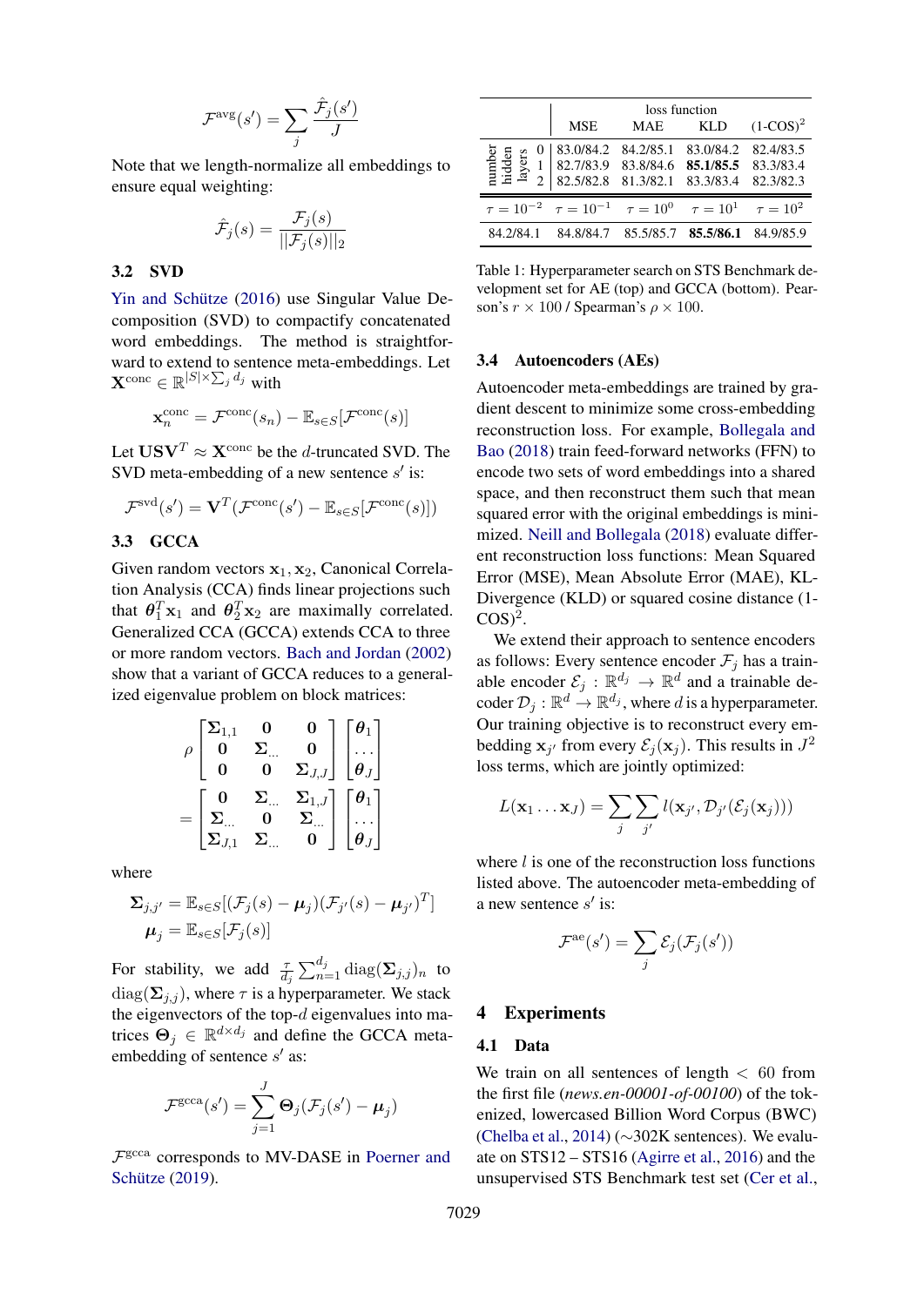$$\mathcal{F}^{\text{avg}}(s') = \sum_j \frac{\hat{\mathcal{F}}_j(s')}{J}$$

Note that we length-normalize all embeddings to ensure equal weighting:

$$\hat{\mathcal{F}}_j(s) = \frac{\mathcal{F}_j(s)}{||\mathcal{F}_j(s)||_2}$$

### 3.2 SVD

Yin and Schütze (2016) use Singular Value Decomposition (SVD) to compactify concatenated word embeddings. The method is straightforward to extend to sentence meta-embeddings. Let $\mathbf{X}^{\text{conc}} \in \mathbb{R}^{|S| \times \sum_j d_j}$ with

$$\mathbf{x}_n^{\text{conc}} = \mathcal{F}^{\text{conc}}(s_n) - \mathbb{E}_{s \in S}[\mathcal{F}^{\text{conc}}(s)]$$

Let $\mathbf{USV}^T \approx \mathbf{X}^{\text{conc}}$ be the $d$-truncated SVD. The SVD meta-embedding of a new sentence $s'$ is:

$$\mathcal{F}^{\text{svd}}(s') = \mathbf{V}^T(\mathcal{F}^{\text{conc}}(s') - \mathbb{E}_{s \in S}[\mathcal{F}^{\text{conc}}(s)])$$

### 3.3 GCCA

Given random vectors $\mathbf{x}_1, \mathbf{x}_2$, Canonical Correlation Analysis (CCA) finds linear projections such that $\boldsymbol{\theta}_1^T \mathbf{x}_1$ and $\boldsymbol{\theta}_2^T \mathbf{x}_2$ are maximally correlated. Generalized CCA (GCCA) extends CCA to three or more random vectors. Bach and Jordan (2002) show that a variant of GCCA reduces to a generalized eigenvalue problem on block matrices:

$$\rho \begin{bmatrix} \mathbf{\Sigma}_{1,1} & \mathbf{0} & \mathbf{0} \\ \mathbf{0} & \mathbf{\Sigma}_{\dots} & \mathbf{0} \\ \mathbf{0} & \mathbf{0} & \mathbf{\Sigma}_{J,J} \end{bmatrix} \begin{bmatrix} \boldsymbol{\theta}_1 \\ \dots \\ \boldsymbol{\theta}_J \end{bmatrix} = \begin{bmatrix} \mathbf{0} & \mathbf{\Sigma}_{\dots} & \mathbf{\Sigma}_{1,J} \\ \mathbf{\Sigma}_{\dots} & \mathbf{0} & \mathbf{\Sigma}_{\dots} \\ \mathbf{\Sigma}_{J,1} & \mathbf{\Sigma}_{\dots} & \mathbf{0} \end{bmatrix} \begin{bmatrix} \boldsymbol{\theta}_1 \\ \dots \\ \boldsymbol{\theta}_J \end{bmatrix}$$

where

$$\mathbf{\Sigma}_{j,j'} = \mathbb{E}_{s \in S}[(\mathcal{F}_j(s) - \boldsymbol{\mu}_j)(\mathcal{F}_{j'}(s) - \boldsymbol{\mu}_{j'})^T]$$
$$\boldsymbol{\mu}_j = \mathbb{E}_{s \in S}[\mathcal{F}_j(s)]$$

For stability, we add $\frac{\tau}{d_j} \sum_{n=1}^{d_j} \text{diag}(\mathbf{\Sigma}_{j,j})_n$ to $\text{diag}(\mathbf{\Sigma}_{j,j})$, where $\tau$ is a hyperparameter. We stack the eigenvectors of the top-$d$ eigenvalues into matrices $\mathbf{\Theta}_j \in \mathbb{R}^{d \times d_j}$ and define the GCCA meta-embedding of sentence $s'$ as:

$$\mathcal{F}^{\text{gcca}}(s') = \sum_{j=1}^{J} \mathbf{\Theta}_j(\mathcal{F}_j(s') - \boldsymbol{\mu}_j)$$

$\mathcal{F}^{\text{gcca}}$ corresponds to MV-DASE in Poerner and Schütze (2019).

| | | loss function | | | |
|---|---|---|---|---|---|
| | | MSE | MAE | KLD | (1-COS)$^2$ |
| number hidden layers | 0 | 83.0/84.2 | 84.2/85.1 | 83.0/84.2 | 82.4/83.5 |
| | 1 | 82.7/83.9 | 83.8/84.6 | **85.1/85.5** | 83.3/83.4 |
| | 2 | 82.5/82.8 | 81.3/82.1 | 83.3/83.4 | 82.3/82.3 |

| $\tau = 10^{-2}$ | $\tau = 10^{-1}$ | $\tau = 10^{0}$ | $\tau = 10^{1}$ | $\tau = 10^{2}$ |
|---|---|---|---|---|
| 84.2/84.1 | 84.8/84.7 | 85.5/85.7 | **85.5/86.1** | 84.9/85.9 |

Table 1: Hyperparameter search on STS Benchmark development set for AE (top) and GCCA (bottom). Pearson's $r \times 100$ / Spearman's $\rho \times 100$.

### 3.4 Autoencoders (AEs)

Autoencoder meta-embeddings are trained by gradient descent to minimize some cross-embedding reconstruction loss. For example, Bollegala and Bao (2018) train feed-forward networks (FFN) to encode two sets of word embeddings into a shared space, and then reconstruct them such that mean squared error with the original embeddings is minimized. Neill and Bollegala (2018) evaluate different reconstruction loss functions: Mean Squared Error (MSE), Mean Absolute Error (MAE), KL-Divergence (KLD) or squared cosine distance (1-COS)$^2$.

We extend their approach to sentence encoders as follows: Every sentence encoder $\mathcal{F}_j$ has a trainable encoder $\mathcal{E}_j : \mathbb{R}^{d_j} \rightarrow \mathbb{R}^d$ and a trainable decoder $\mathcal{D}_j : \mathbb{R}^d \rightarrow \mathbb{R}^{d_j}$, where $d$ is a hyperparameter. Our training objective is to reconstruct every embedding $\mathbf{x}_{j'}$ from every $\mathcal{E}_j(\mathbf{x}_j)$. This results in $J^2$ loss terms, which are jointly optimized:

$$L(\mathbf{x}_1 \dots \mathbf{x}_J) = \sum_j \sum_{j'} l(\mathbf{x}_{j'}, \mathcal{D}_{j'}(\mathcal{E}_j(\mathbf{x}_j)))$$

where $l$ is one of the reconstruction loss functions listed above. The autoencoder meta-embedding of a new sentence $s'$ is:

$$\mathcal{F}^{\text{ae}}(s') = \sum_j \mathcal{E}_j(\mathcal{F}_j(s'))$$

## 4 Experiments

### 4.1 Data

We train on all sentences of length $< 60$ from the first file (*news.en-00001-of-00100*) of the tokenized, lowercased Billion Word Corpus (BWC) (Chelba et al., 2014) (~302K sentences). We evaluate on STS12 – STS16 (Agirre et al., 2016) and the unsupervised STS Benchmark test set (Cer et al.,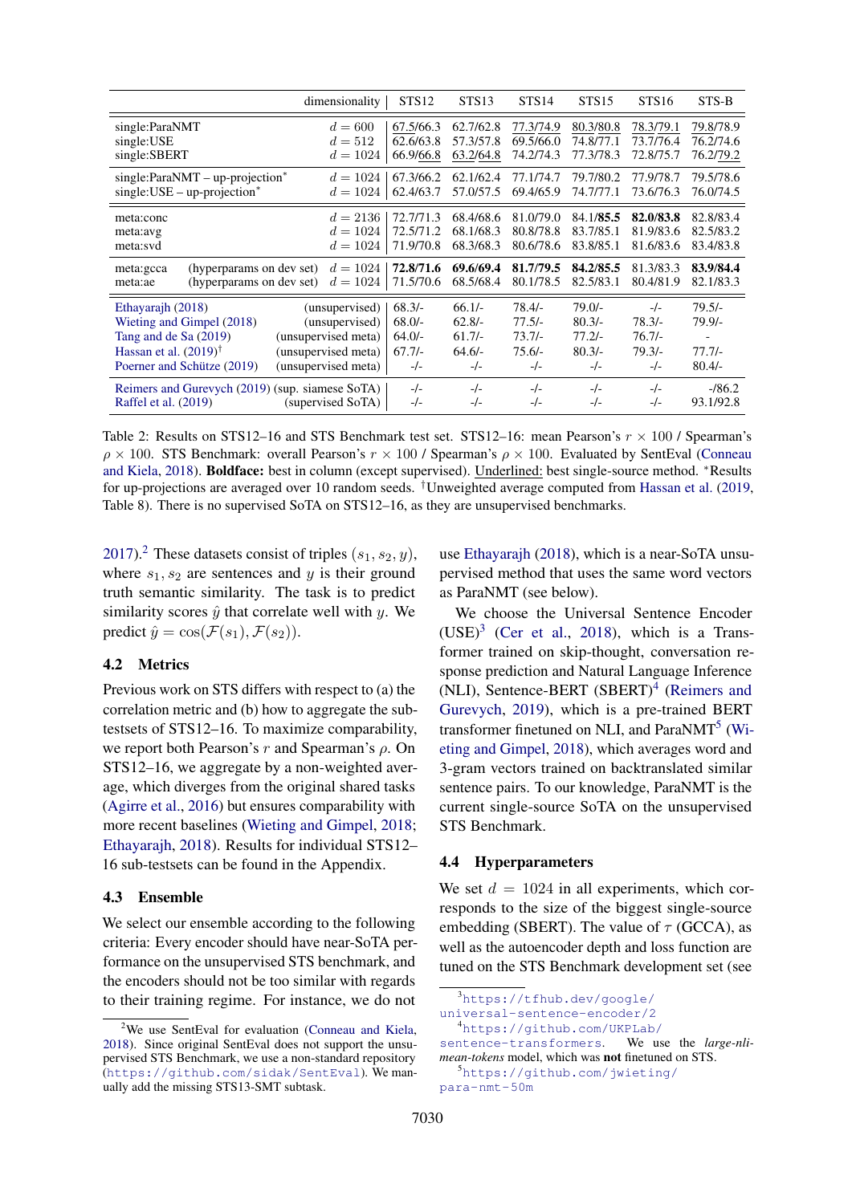| | dimensionality | STS12 | STS13 | STS14 | STS15 | STS16 | STS-B |
|---|---|---|---|---|---|---|---|
| single:ParaNMT | $d = 600$ | <u>67.5</u>/66.3 | 62.7/62.8 | <u>77.3</u>/<u>74.9</u> | <u>80.3</u>/<u>80.8</u> | <u>78.3</u>/<u>79.1</u> | <u>79.8</u>/78.9 |
| single:USE | $d = 512$ | 62.6/63.8 | 57.3/57.8 | 69.5/66.0 | 74.8/77.1 | 73.7/76.4 | 76.2/74.6 |
| single:SBERT | $d = 1024$ | 66.9/<u>66.8</u> | <u>63.2</u>/<u>64.8</u> | 74.2/74.3 | 77.3/78.3 | 72.8/75.7 | 76.2/<u>79.2</u> |
| single:ParaNMT – up-projection* | $d = 1024$ | 67.3/66.2 | 62.1/62.4 | 77.1/74.7 | 79.7/80.2 | 77.9/78.7 | 79.5/78.6 |
| single:USE – up-projection* | $d = 1024$ | 62.4/63.7 | 57.0/57.5 | 69.4/65.9 | 74.7/77.1 | 73.6/76.3 | 76.0/74.5 |
| meta:conc | $d = 2136$ | 72.7/71.3 | 68.4/68.6 | 81.0/79.0 | 84.1/**85.5** | **82.0**/**83.8** | 82.8/83.4 |
| meta:avg | $d = 1024$ | 72.5/71.2 | 68.1/68.3 | 80.8/78.8 | 83.7/85.1 | 81.9/83.6 | 82.5/83.2 |
| meta:svd | $d = 1024$ | 71.9/70.8 | 68.3/68.3 | 80.6/78.6 | 83.8/85.1 | 81.6/83.6 | 83.4/83.8 |
| meta:gcca (hyperparams on dev set) | $d = 1024$ | **72.8**/**71.6** | **69.6**/**69.4** | **81.7**/**79.5** | **84.2**/**85.5** | 81.3/83.3 | **83.9**/**84.4** |
| meta:ae (hyperparams on dev set) | $d = 1024$ | 71.5/70.6 | 68.5/68.4 | 80.1/78.5 | 82.5/83.1 | 80.4/81.9 | 82.1/83.3 |
| Ethayarajh (2018) | (unsupervised) | 68.3/- | 66.1/- | 78.4/- | 79.0/- | -/- | 79.5/- |
| Wieting and Gimpel (2018) | (unsupervised) | 68.0/- | 62.8/- | 77.5/- | 80.3/- | 78.3/- | 79.9/- |
| Tang and de Sa (2019) | (unsupervised meta) | 64.0/- | 61.7/- | 73.7/- | 77.2/- | 76.7/- | - |
| Hassan et al. (2019)† | (unsupervised meta) | 67.7/- | 64.6/- | 75.6/- | 80.3/- | 79.3/- | 77.7/- |
| Poerner and Schütze (2019) | (unsupervised meta) | -/- | -/- | -/- | -/- | -/- | 80.4/- |
| Reimers and Gurevych (2019) | (sup. siamese SoTA) | -/- | -/- | -/- | -/- | -/- | -/86.2 |
| Raffel et al. (2019) | (supervised SoTA) | -/- | -/- | -/- | -/- | -/- | 93.1/92.8 |

Table 2: Results on STS12–16 and STS Benchmark test set. STS12–16: mean Pearson's $r \times 100$ / Spearman's $\rho \times 100$. STS Benchmark: overall Pearson's $r \times 100$ / Spearman's $\rho \times 100$. Evaluated by SentEval (Conneau and Kiela, 2018). **Boldface:** best in column (except supervised). <u>Underlined:</u> best single-source method. *Results for up-projections are averaged over 10 random seeds. †Unweighted average computed from Hassan et al. (2019, Table 8). There is no supervised SoTA on STS12–16, as they are unsupervised benchmarks.

2017).[2] These datasets consist of triples $(s_1, s_2, y)$, where $s_1, s_2$ are sentences and $y$ is their ground truth semantic similarity. The task is to predict similarity scores $\hat{y}$ that correlate well with $y$. We predict $\hat{y} = \cos(\mathcal{F}(s_1), \mathcal{F}(s_2))$.

### 4.2 Metrics

Previous work on STS differs with respect to (a) the correlation metric and (b) how to aggregate the sub-testsets of STS12–16. To maximize comparability, we report both Pearson's $r$ and Spearman's $\rho$. On STS12–16, we aggregate by a non-weighted average, which diverges from the original shared task (Agirre et al., 2016) but ensures comparability with more recent baselines (Wieting and Gimpel, 2018; Ethayarajh, 2018). Results for individual STS12–16 sub-testsets can be found in the Appendix.

### 4.3 Ensemble

We select our ensemble according to the following criteria: Every encoder should have near-SoTA performance on the unsupervised STS benchmark, and the encoders should not be too similar with regards to their training regime. For instance, we do not use Ethayarajh (2018), which is a near-SoTA unsupervised method that uses the same word vectors as ParaNMT (see below).

We choose the Universal Sentence Encoder (USE)[3] (Cer et al., 2018), which is a Transformer trained on skip-thought, conversation response prediction and Natural Language Inference (NLI), Sentence-BERT (SBERT)[4] (Reimers and Gurevych, 2019), which is a pre-trained BERT transformer finetuned on NLI, and ParaNMT[5] (Wieting and Gimpel, 2018), which averages word and 3-gram vectors trained on backtranslated similar sentence pairs. To our knowledge, ParaNMT is the current single-source SoTA on the unsupervised STS Benchmark.

### 4.4 Hyperparameters

We set $d = 1024$ in all experiments, which corresponds to the size of the biggest single-source embedding (SBERT). The value of $\tau$ (GCCA), as well as the autoencoder depth and loss function are tuned on the STS Benchmark development set (see

[2] We use SentEval for evaluation (Conneau and Kiela, 2018). Since original SentEval does not support the unsupervised STS Benchmark, we use a non-standard repository (`https://github.com/sidak/SentEval`). We manually add the missing STS13-SMT subtask.

[3] `https://tfhub.dev/google/universal-sentence-encoder/2`

[4] `https://github.com/UKPLab/sentence-transformers`. We use the *large-nli-mean-tokens* model, which was **not** finetuned on STS.

[5] `https://github.com/jwieting/para-nmt-50m`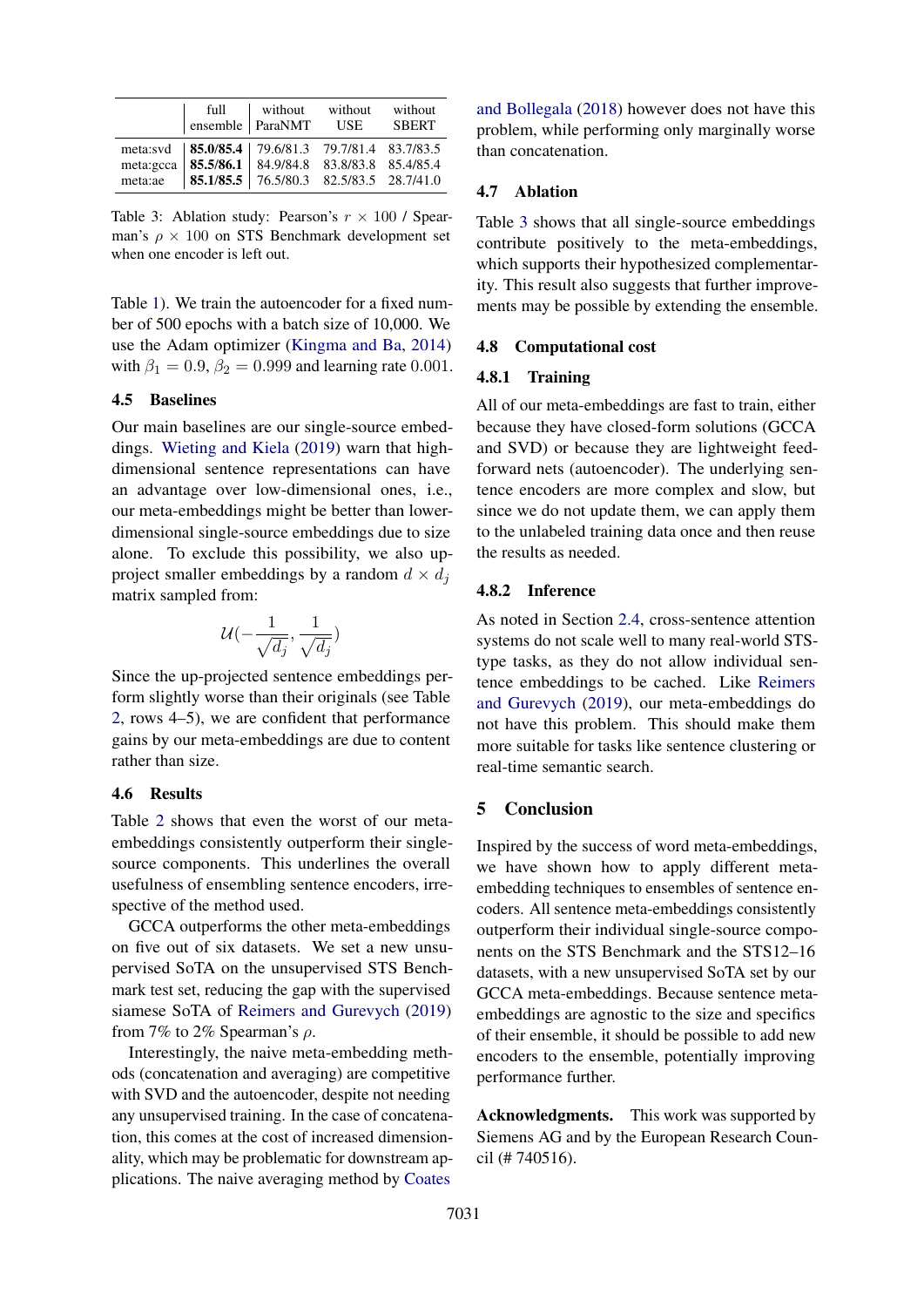| | full ensemble | without ParaNMT | without USE | without SBERT |
|---|---|---|---|---|
| meta:svd | **85.0/85.4** | 79.6/81.3 | 79.7/81.4 | 83.7/83.5 |
| meta:gcca | **85.5/86.1** | 84.9/84.8 | 83.8/83.8 | 85.4/85.4 |
| meta:ae | **85.1/85.5** | 76.5/80.3 | 82.5/83.5 | 28.7/41.0 |

Table 3: Ablation study: Pearson's $r \times 100$ / Spearman's $\rho \times 100$ on STS Benchmark development set when one encoder is left out.

Table 1). We train the autoencoder for a fixed number of 500 epochs with a batch size of 10,000. We use the Adam optimizer (Kingma and Ba, 2014) with $\beta_1 = 0.9$, $\beta_2 = 0.999$ and learning rate 0.001.

### 4.5 Baselines

Our main baselines are our single-source embeddings. Wieting and Kiela (2019) warn that high-dimensional sentence representations can have an advantage over low-dimensional ones, i.e., our meta-embeddings might be better than lower-dimensional single-source embeddings due to size alone. To exclude this possibility, we also up-project smaller embeddings by a random $d \times d_j$ matrix sampled from:

$$\mathcal{U}(-\frac{1}{\sqrt{d_j}}, \frac{1}{\sqrt{d_j}})$$

Since the up-projected sentence embeddings perform slightly worse than their originals (see Table 2, rows 4–5), we are confident that performance gains by our meta-embeddings are due to content rather than size.

### 4.6 Results

Table 2 shows that even the worst of our meta-embeddings consistently outperform their single-source components. This underlines the overall usefulness of ensembling sentence encoders, irrespective of the method used.

GCCA outperforms the other meta-embeddings on five out of six datasets. We set a new unsupervised SoTA on the unsupervised STS Benchmark test set, reducing the gap with the supervised siamese SoTA of Reimers and Gurevych (2019) from 7% to 2% Spearman's $\rho$.

Interestingly, the naive meta-embedding methods (concatenation and averaging) are competitive with SVD and the autoencoder, despite not needing any unsupervised training. In the case of concatenation, this comes at the cost of increased dimensionality, which may be problematic for downstream applications. The naive averaging method by Coates and Bollegala (2018) however does not have this problem, while performing only marginally worse than concatenation.

### 4.7 Ablation

Table 3 shows that all single-source embeddings contribute positively to the meta-embeddings, which supports their hypothesized complementarity. This result also suggests that further improvements may be possible by extending the ensemble.

### 4.8 Computational cost

#### 4.8.1 Training

All of our meta-embeddings are fast to train, either because they have closed-form solutions (GCCA and SVD) or because they are lightweight feed-forward nets (autoencoder). The underlying sentence encoders are more complex and slow, but since we do not update them, we can apply them to the unlabeled training data once and then reuse the results as needed.

#### 4.8.2 Inference

As noted in Section 2.4, cross-sentence attention systems do not scale well to many real-world STS-type tasks, as they do not allow individual sentence embeddings to be cached. Like Reimers and Gurevych (2019), our meta-embeddings do not have this problem. This should make them more suitable for tasks like sentence clustering or real-time semantic search.

## 5 Conclusion

Inspired by the success of word meta-embeddings, we have shown how to apply different meta-embedding techniques to ensembles of sentence encoders. All sentence meta-embeddings consistently outperform their individual single-source components on the STS Benchmark and the STS12–16 datasets, with a new unsupervised SoTA set by our GCCA meta-embeddings. Because sentence meta-embeddings are agnostic to the size and specifics of their ensemble, it should be possible to add new encoders to the ensemble, potentially improving performance further.

**Acknowledgments.** This work was supported by Siemens AG and by the European Research Council (# 740516).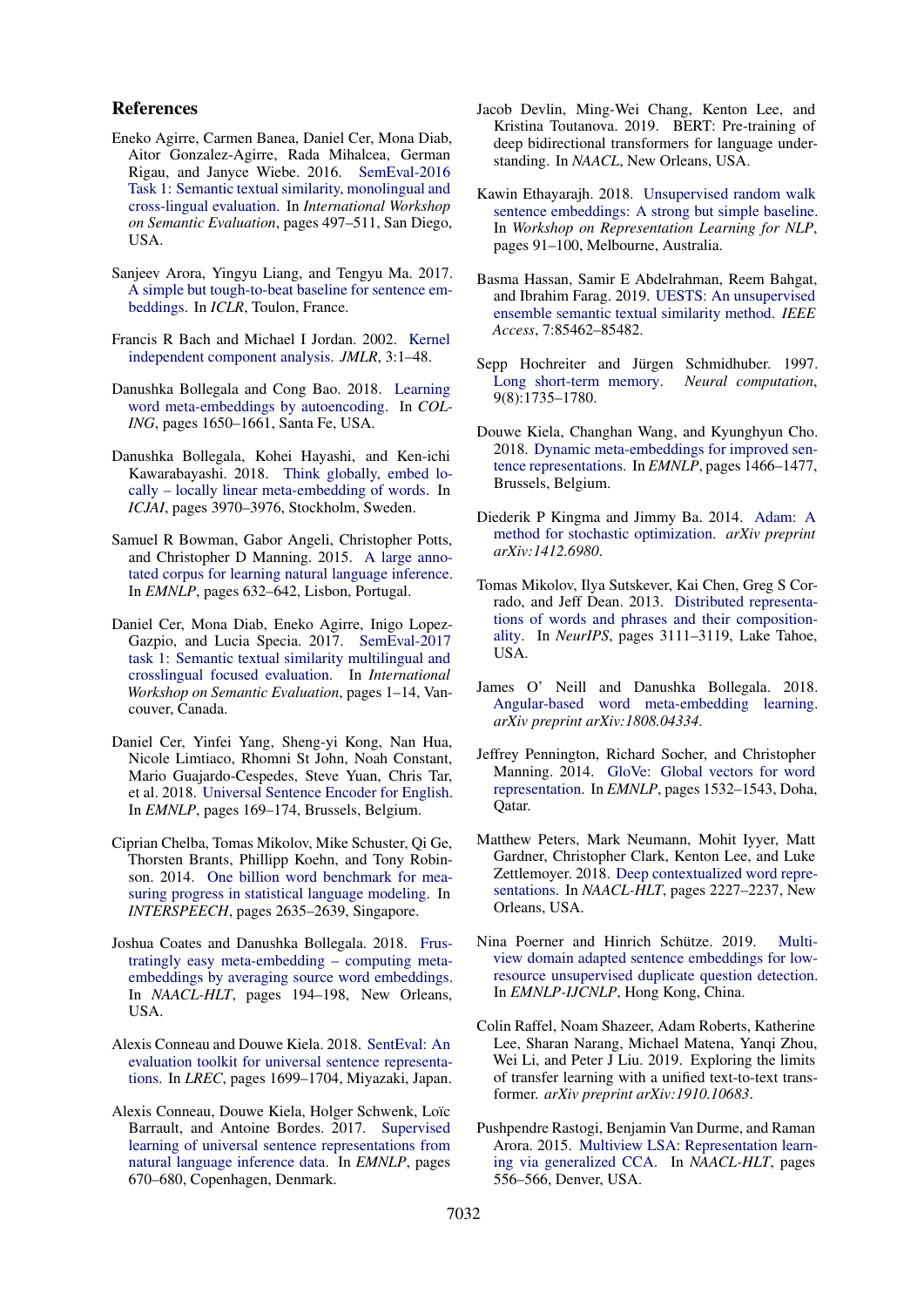## References

Eneko Agirre, Carmen Banea, Daniel Cer, Mona Diab, Aitor Gonzalez-Agirre, Rada Mihalcea, German Rigau, and Janyce Wiebe. 2016. SemEval-2016 Task 1: Semantic textual similarity, monolingual and cross-lingual evaluation. In *International Workshop on Semantic Evaluation*, pages 497–511, San Diego, USA.

Sanjeev Arora, Yingyu Liang, and Tengyu Ma. 2017. A simple but tough-to-beat baseline for sentence embeddings. In *ICLR*, Toulon, France.

Francis R Bach and Michael I Jordan. 2002. Kernel independent component analysis. *JMLR*, 3:1–48.

Danushka Bollegala and Cong Bao. 2018. Learning word meta-embeddings by autoencoding. In *COLING*, pages 1650–1661, Santa Fe, USA.

Danushka Bollegala, Kohei Hayashi, and Ken-ichi Kawarabayashi. 2018. Think globally, embed locally – locally linear meta-embedding of words. In *ICJAI*, pages 3970–3976, Stockholm, Sweden.

Samuel R Bowman, Gabor Angeli, Christopher Potts, and Christopher D Manning. 2015. A large annotated corpus for learning natural language inference. In *EMNLP*, pages 632–642, Lisbon, Portugal.

Daniel Cer, Mona Diab, Eneko Agirre, Inigo Lopez-Gazpio, and Lucia Specia. 2017. SemEval-2017 task 1: Semantic textual similarity multilingual and crosslingual focused evaluation. In *International Workshop on Semantic Evaluation*, pages 1–14, Vancouver, Canada.

Daniel Cer, Yinfei Yang, Sheng-yi Kong, Nan Hua, Nicole Limtiaco, Rhomni St John, Noah Constant, Mario Guajardo-Cespedes, Steve Yuan, Chris Tar, et al. 2018. Universal Sentence Encoder for English. In *EMNLP*, pages 169–174, Brussels, Belgium.

Ciprian Chelba, Tomas Mikolov, Mike Schuster, Qi Ge, Thorsten Brants, Phillipp Koehn, and Tony Robinson. 2014. One billion word benchmark for measuring progress in statistical language modeling. In *INTERSPEECH*, pages 2635–2639, Singapore.

Joshua Coates and Danushka Bollegala. 2018. Frustratingly easy meta-embedding – computing meta-embeddings by averaging source word embeddings. In *NAACL-HLT*, pages 194–198, New Orleans, USA.

Alexis Conneau and Douwe Kiela. 2018. SentEval: An evaluation toolkit for universal sentence representations. In *LREC*, pages 1699–1704, Miyazaki, Japan.

Alexis Conneau, Douwe Kiela, Holger Schwenk, Loïc Barrault, and Antoine Bordes. 2017. Supervised learning of universal sentence representations from natural language inference data. In *EMNLP*, pages 670–680, Copenhagen, Denmark.

Jacob Devlin, Ming-Wei Chang, Kenton Lee, and Kristina Toutanova. 2019. BERT: Pre-training of deep bidirectional transformers for language understanding. In *NAACL*, New Orleans, USA.

Kawin Ethayarajh. 2018. Unsupervised random walk sentence embeddings: A strong but simple baseline. In *Workshop on Representation Learning for NLP*, pages 91–100, Melbourne, Australia.

Basma Hassan, Samir E Abdelrahman, Reem Bahgat, and Ibrahim Farag. 2019. UESTS: An unsupervised ensemble semantic textual similarity method. *IEEE Access*, 7:85462–85482.

Sepp Hochreiter and Jürgen Schmidhuber. 1997. Long short-term memory. *Neural computation*, 9(8):1735–1780.

Douwe Kiela, Changhan Wang, and Kyunghyun Cho. 2018. Dynamic meta-embeddings for improved sentence representations. In *EMNLP*, pages 1466–1477, Brussels, Belgium.

Diederik P Kingma and Jimmy Ba. 2014. Adam: A method for stochastic optimization. *arXiv preprint arXiv:1412.6980*.

Tomas Mikolov, Ilya Sutskever, Kai Chen, Greg S Corrado, and Jeff Dean. 2013. Distributed representations of words and phrases and their compositionality. In *NeurIPS*, pages 3111–3119, Lake Tahoe, USA.

James O' Neill and Danushka Bollegala. 2018. Angular-based word meta-embedding learning. *arXiv preprint arXiv:1808.04334*.

Jeffrey Pennington, Richard Socher, and Christopher Manning. 2014. GloVe: Global vectors for word representation. In *EMNLP*, pages 1532–1543, Doha, Qatar.

Matthew Peters, Mark Neumann, Mohit Iyyer, Matt Gardner, Christopher Clark, Kenton Lee, and Luke Zettlemoyer. 2018. Deep contextualized word representations. In *NAACL-HLT*, pages 2227–2237, New Orleans, USA.

Nina Poerner and Hinrich Schütze. 2019. Multi-view domain adapted sentence embeddings for low-resource unsupervised duplicate question detection. In *EMNLP-IJCNLP*, Hong Kong, China.

Colin Raffel, Noam Shazeer, Adam Roberts, Katherine Lee, Sharan Narang, Michael Matena, Yanqi Zhou, Wei Li, and Peter J Liu. 2019. Exploring the limits of transfer learning with a unified text-to-text transformer. *arXiv preprint arXiv:1910.10683*.

Pushpendre Rastogi, Benjamin Van Durme, and Raman Arora. 2015. Multiview LSA: Representation learning via generalized CCA. In *NAACL-HLT*, pages 556–566, Denver, USA.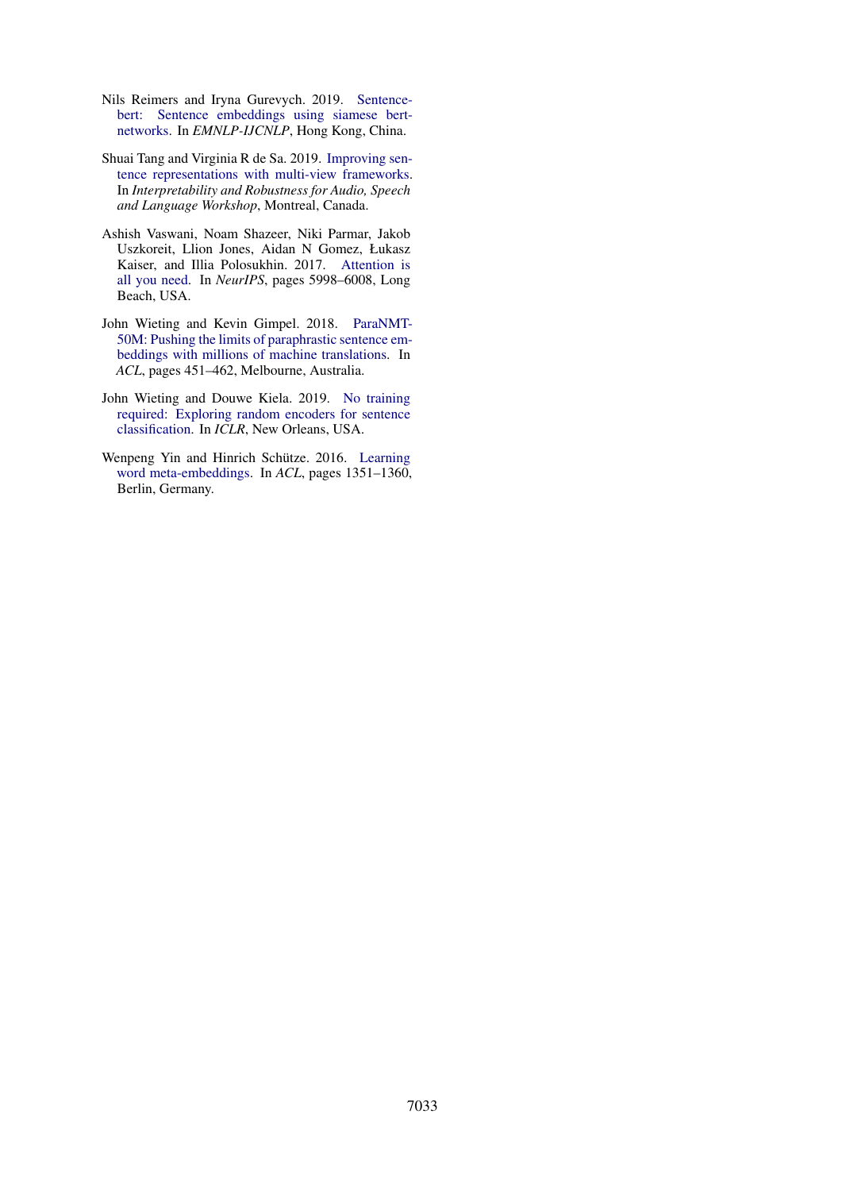Nils Reimers and Iryna Gurevych. 2019. Sentence-bert: Sentence embeddings using siamese bert-networks. In *EMNLP-IJCNLP*, Hong Kong, China.

Shuai Tang and Virginia R de Sa. 2019. Improving sentence representations with multi-view frameworks. In *Interpretability and Robustness for Audio, Speech and Language Workshop*, Montreal, Canada.

Ashish Vaswani, Noam Shazeer, Niki Parmar, Jakob Uszkoreit, Llion Jones, Aidan N Gomez, Łukasz Kaiser, and Illia Polosukhin. 2017. Attention is all you need. In *NeurIPS*, pages 5998–6008, Long Beach, USA.

John Wieting and Kevin Gimpel. 2018. ParaNMT-50M: Pushing the limits of paraphrastic sentence embeddings with millions of machine translations. In *ACL*, pages 451–462, Melbourne, Australia.

John Wieting and Douwe Kiela. 2019. No training required: Exploring random encoders for sentence classification. In *ICLR*, New Orleans, USA.

Wenpeng Yin and Hinrich Schütze. 2016. Learning word meta-embeddings. In *ACL*, pages 1351–1360, Berlin, Germany.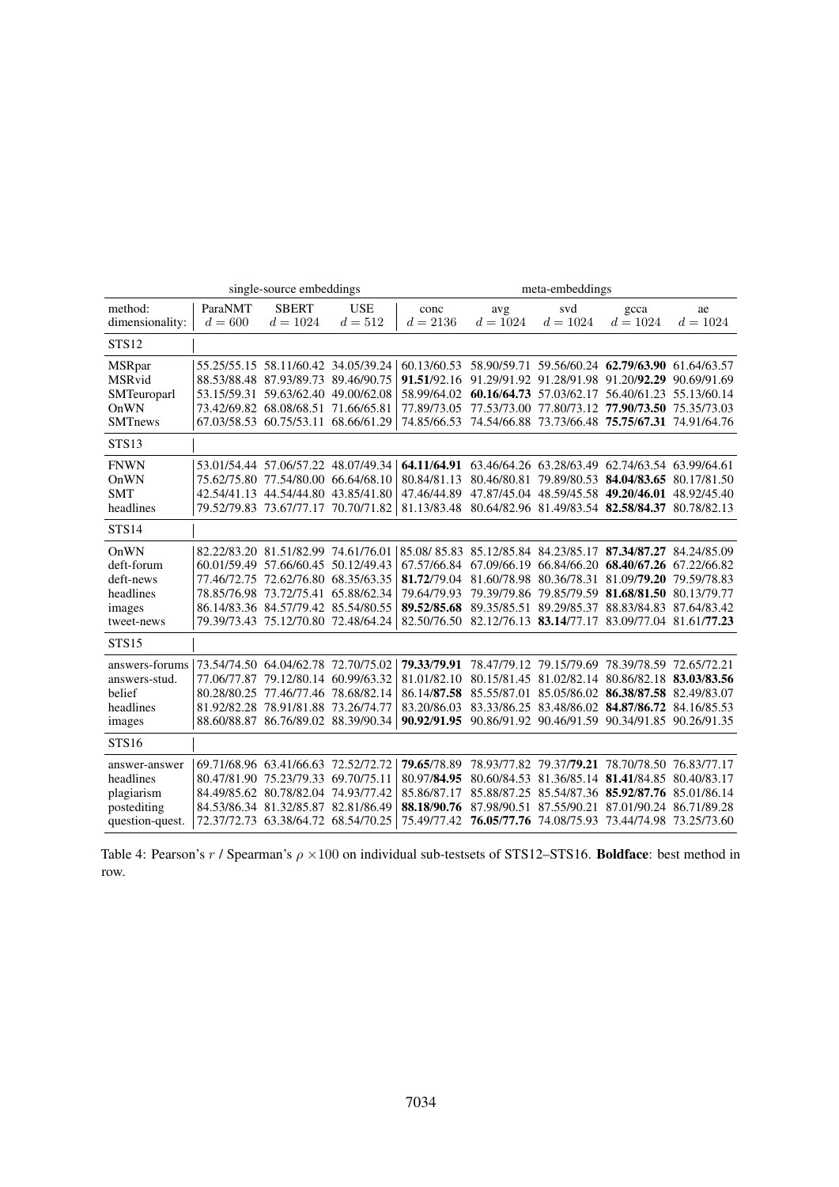| | single-source embeddings | | | meta-embeddings | | | | |
|---|---|---|---|---|---|---|---|---|
| method: | ParaNMT | SBERT | USE | conc | avg | svd | gcca | ae |
| dimensionality: | $d = 600$ | $d = 1024$ | $d = 512$ | $d = 2136$ | $d = 1024$ | $d = 1024$ | $d = 1024$ | $d = 1024$ |
| STS12 | | | | | | | | |
| MSRpar | 55.25/55.15 | 58.11/60.42 | 34.05/39.24 | 60.13/60.53 | 58.90/59.71 | 59.56/60.24 | **62.79/63.90** | 61.64/63.57 |
| MSRvid | 88.53/88.48 | 87.93/89.73 | 89.46/90.75 | **91.51**/92.16 | 91.29/91.92 | 91.28/91.98 | 91.20/**92.29** | 90.69/91.69 |
| SMTeuroparl | 53.15/59.31 | 59.63/62.40 | 49.00/62.08 | 58.99/64.02 | **60.16/64.73** | 57.03/62.17 | 56.40/61.23 | 55.13/60.14 |
| OnWN | 73.42/69.82 | 68.08/68.51 | 71.66/65.81 | 77.89/73.05 | 77.53/73.00 | 77.80/73.12 | **77.90/73.50** | 75.35/73.03 |
| SMTnews | 67.03/58.53 | 60.75/53.11 | 68.66/61.29 | 74.85/66.53 | 74.54/66.88 | 73.73/66.48 | **75.75/67.31** | 74.91/64.76 |
| STS13 | | | | | | | | |
| FNWN | 53.01/54.44 | 57.06/57.22 | 48.07/49.34 | **64.11/64.91** | 63.46/64.26 | 63.28/63.49 | 62.74/63.54 | 63.99/64.61 |
| OnWN | 75.62/75.80 | 77.54/80.00 | 66.64/68.10 | 80.84/81.13 | 80.46/80.81 | 79.89/80.53 | **84.04/83.65** | 80.17/81.50 |
| SMT | 42.54/41.13 | 44.54/44.80 | 43.85/41.80 | 47.46/44.89 | 47.87/45.04 | 48.59/45.58 | **49.20/46.01** | 48.92/45.40 |
| headlines | 79.52/79.83 | 73.67/77.17 | 70.70/71.82 | 81.13/83.48 | 80.64/82.96 | 81.49/83.54 | **82.58/84.37** | 80.78/82.13 |
| STS14 | | | | | | | | |
| OnWN | 82.22/83.20 | 81.51/82.99 | 74.61/76.01 | 85.08/ 85.83 | 85.12/85.84 | 84.23/85.17 | **87.34/87.27** | 84.24/85.09 |
| deft-forum | 60.01/59.49 | 57.66/60.45 | 50.12/49.43 | 67.57/66.84 | 67.09/66.19 | 66.84/66.20 | **68.40/67.26** | 67.22/66.82 |
| deft-news | 77.46/72.75 | 72.62/76.80 | 68.35/63.35 | **81.72**/79.04 | 81.60/78.98 | 80.36/78.31 | 81.09/**79.20** | 79.59/78.83 |
| headlines | 78.85/76.98 | 73.72/75.41 | 65.88/62.34 | 79.64/79.93 | 79.39/79.86 | 79.85/79.59 | **81.68/81.50** | 80.13/79.77 |
| images | 86.14/83.36 | 84.57/79.42 | 85.54/80.55 | **89.52/85.68** | 89.35/85.51 | 89.29/85.37 | 88.83/84.83 | 87.64/83.42 |
| tweet-news | 79.39/73.43 | 75.12/70.80 | 72.48/64.24 | 82.50/76.50 | 82.12/76.13 | **83.14**/77.17 | 83.09/77.04 | 81.61/**77.23** |
| STS15 | | | | | | | | |
| answers-forums | 73.54/74.50 | 64.04/62.78 | 72.70/75.02 | **79.33/79.91** | 78.47/79.12 | 79.15/79.69 | 78.39/78.59 | 72.65/72.21 |
| answers-stud. | 77.06/77.87 | 79.12/80.14 | 60.99/63.32 | 81.01/82.10 | 80.15/81.45 | 81.02/82.14 | 80.86/82.18 | **83.03/83.56** |
| belief | 80.28/80.25 | 77.46/77.46 | 78.68/82.14 | 86.14/**87.58** | 85.55/87.01 | 85.05/86.02 | **86.38/87.58** | 82.49/83.07 |
| headlines | 81.92/82.28 | 78.91/81.88 | 73.26/74.77 | 83.20/86.03 | 83.33/86.25 | 83.48/86.02 | **84.87/86.72** | 84.16/85.53 |
| images | 88.60/88.87 | 86.76/89.02 | 88.39/90.34 | **90.92/91.95** | 90.86/91.92 | 90.46/91.59 | 90.34/91.85 | 90.26/91.35 |
| STS16 | | | | | | | | |
| answer-answer | 69.71/68.96 | 63.41/66.63 | 72.52/72.72 | **79.65**/78.89 | 78.93/77.82 | 79.37/**79.21** | 78.70/78.50 | 76.83/77.17 |
| headlines | 80.47/81.90 | 75.23/79.33 | 69.70/75.11 | 80.97/**84.95** | 80.60/84.53 | 81.36/85.14 | **81.41**/84.85 | 80.40/83.17 |
| plagiarism | 84.49/85.62 | 80.78/82.04 | 74.93/77.42 | 85.86/87.17 | 85.88/87.25 | 85.54/87.36 | **85.92/87.76** | 85.01/86.14 |
| postediting | 84.53/86.34 | 81.32/85.87 | 82.81/86.49 | **88.18/90.76** | 87.98/90.51 | 87.55/90.21 | 87.01/90.24 | 86.71/89.28 |
| question-quest. | 72.37/72.73 | 63.38/64.72 | 68.54/70.25 | 75.49/77.42 | **76.05/77.76** | 74.08/75.93 | 73.44/74.98 | 73.25/73.60 |

Table 4: Pearson's $r$ / Spearman's $\rho \times 100$ on individual sub-testsets of STS12–STS16. **Boldface**: best method in row.